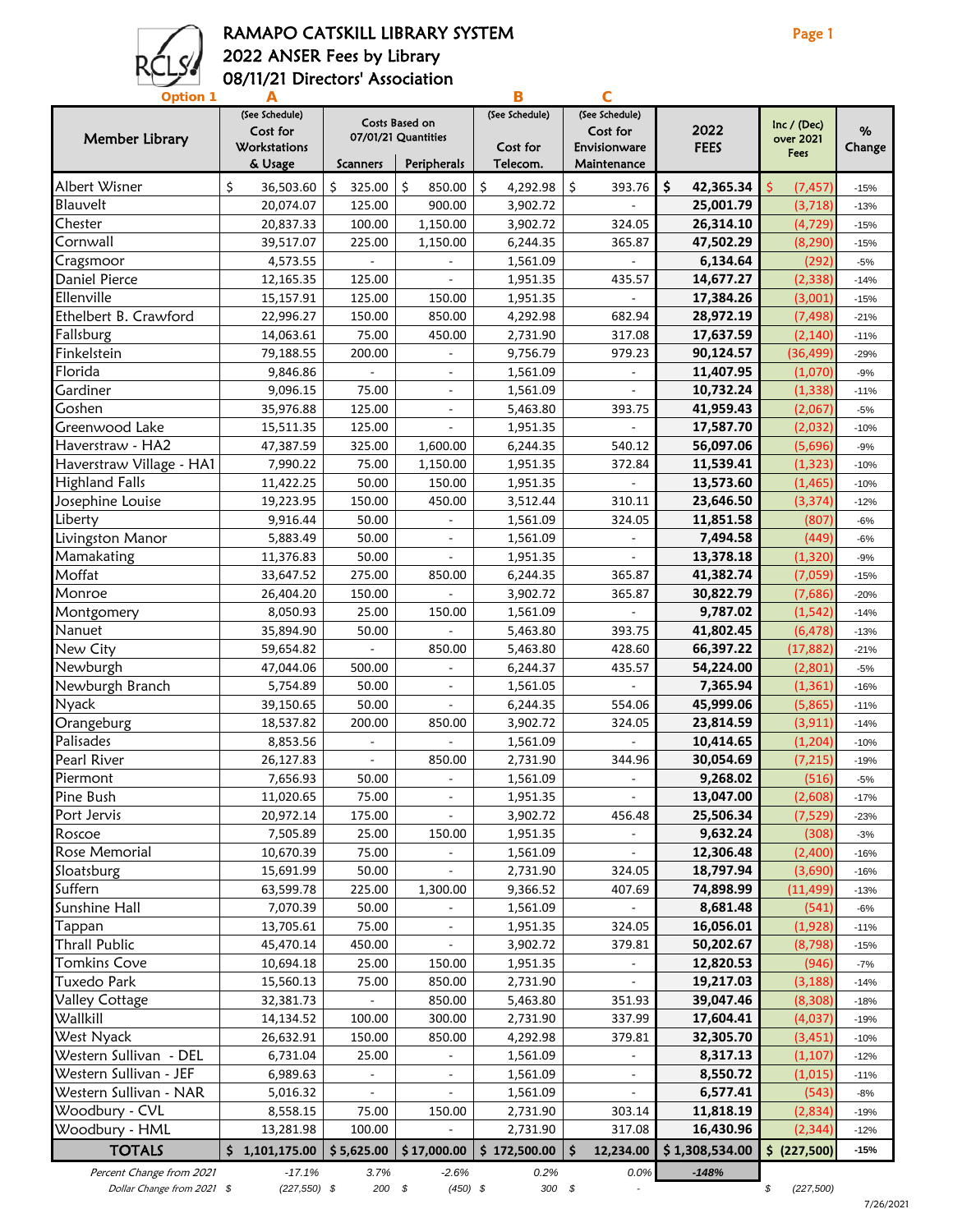# RAMAPO CATSKILL LIBRARY SYSTEM
## 2022 ANSER Fees by Library
## 08/11/21 Directors' Association

**Option 1**

| Member Library | A (See Schedule) Cost for Workstations & Usage | Costs Based on 07/01/21 Quantities | | B (See Schedule) Cost for Telecom. | C (See Schedule) Cost for Envisionware Maintenance | 2022 FEES | Inc / (Dec) over 2021 Fees | % Change |
|---|---|---|---|---|---|---|---|---|
| | | Scanners | Peripherals | | | | | |
| Albert Wisner | $ 36,503.60 | $ 325.00 | $ 850.00 | $ 4,292.98 | $ 393.76 | **$ 42,365.34** | $ (7,457) | -15% |
| Blauvelt | 20,074.07 | 125.00 | 900.00 | 3,902.72 | - | **25,001.79** | (3,718) | -13% |
| Chester | 20,837.33 | 100.00 | 1,150.00 | 3,902.72 | 324.05 | **26,314.10** | (4,729) | -15% |
| Cornwall | 39,517.07 | 225.00 | 1,150.00 | 6,244.35 | 365.87 | **47,502.29** | (8,290) | -15% |
| Cragsmoor | 4,573.55 | - | - | 1,561.09 | - | **6,134.64** | (292) | -5% |
| Daniel Pierce | 12,165.35 | 125.00 | - | 1,951.35 | 435.57 | **14,677.27** | (2,338) | -14% |
| Ellenville | 15,157.91 | 125.00 | 150.00 | 1,951.35 | - | **17,384.26** | (3,001) | -15% |
| Ethelbert B. Crawford | 22,996.27 | 150.00 | 850.00 | 4,292.98 | 682.94 | **28,972.19** | (7,498) | -21% |
| Fallsburg | 14,063.61 | 75.00 | 450.00 | 2,731.90 | 317.08 | **17,637.59** | (2,140) | -11% |
| Finkelstein | 79,188.55 | 200.00 | - | 9,756.79 | 979.23 | **90,124.57** | (36,499) | -29% |
| Florida | 9,846.86 | - | - | 1,561.09 | - | **11,407.95** | (1,070) | -9% |
| Gardiner | 9,096.15 | 75.00 | - | 1,561.09 | - | **10,732.24** | (1,338) | -11% |
| Goshen | 35,976.88 | 125.00 | - | 5,463.80 | 393.75 | **41,959.43** | (2,067) | -5% |
| Greenwood Lake | 15,511.35 | 125.00 | - | 1,951.35 | - | **17,587.70** | (2,032) | -10% |
| Haverstraw - HA2 | 47,387.59 | 325.00 | 1,600.00 | 6,244.35 | 540.12 | **56,097.06** | (5,696) | -9% |
| Haverstraw Village - HA1 | 7,990.22 | 75.00 | 1,150.00 | 1,951.35 | 372.84 | **11,539.41** | (1,323) | -10% |
| Highland Falls | 11,422.25 | 50.00 | 150.00 | 1,951.35 | - | **13,573.60** | (1,465) | -10% |
| Josephine Louise | 19,223.95 | 150.00 | 450.00 | 3,512.44 | 310.11 | **23,646.50** | (3,374) | -12% |
| Liberty | 9,916.44 | 50.00 | - | 1,561.09 | 324.05 | **11,851.58** | (807) | -6% |
| Livingston Manor | 5,883.49 | 50.00 | - | 1,561.09 | - | **7,494.58** | (449) | -6% |
| Mamakating | 11,376.83 | 50.00 | - | 1,951.35 | - | **13,378.18** | (1,320) | -9% |
| Moffat | 33,647.52 | 275.00 | 850.00 | 6,244.35 | 365.87 | **41,382.74** | (7,059) | -15% |
| Monroe | 26,404.20 | 150.00 | - | 3,902.72 | 365.87 | **30,822.79** | (7,686) | -20% |
| Montgomery | 8,050.93 | 25.00 | 150.00 | 1,561.09 | - | **9,787.02** | (1,542) | -14% |
| Nanuet | 35,894.90 | 50.00 | - | 5,463.80 | 393.75 | **41,802.45** | (6,478) | -13% |
| New City | 59,654.82 | - | 850.00 | 5,463.80 | 428.60 | **66,397.22** | (17,882) | -21% |
| Newburgh | 47,044.06 | 500.00 | - | 6,244.37 | 435.57 | **54,224.00** | (2,801) | -5% |
| Newburgh Branch | 5,754.89 | 50.00 | - | 1,561.05 | - | **7,365.94** | (1,361) | -16% |
| Nyack | 39,150.65 | 50.00 | - | 6,244.35 | 554.06 | **45,999.06** | (5,865) | -11% |
| Orangeburg | 18,537.82 | 200.00 | 850.00 | 3,902.72 | 324.05 | **23,814.59** | (3,911) | -14% |
| Palisades | 8,853.56 | - | - | 1,561.09 | - | **10,414.65** | (1,204) | -10% |
| Pearl River | 26,127.83 | - | 850.00 | 2,731.90 | 344.96 | **30,054.69** | (7,215) | -19% |
| Piermont | 7,656.93 | 50.00 | - | 1,561.09 | - | **9,268.02** | (516) | -5% |
| Pine Bush | 11,020.65 | 75.00 | - | 1,951.35 | - | **13,047.00** | (2,608) | -17% |
| Port Jervis | 20,972.14 | 175.00 | - | 3,902.72 | 456.48 | **25,506.34** | (7,529) | -23% |
| Roscoe | 7,505.89 | 25.00 | 150.00 | 1,951.35 | - | **9,632.24** | (308) | -3% |
| Rose Memorial | 10,670.39 | 75.00 | - | 1,561.09 | - | **12,306.48** | (2,400) | -16% |
| Sloatsburg | 15,691.99 | 50.00 | - | 2,731.90 | 324.05 | **18,797.94** | (3,690) | -16% |
| Suffern | 63,599.78 | 225.00 | 1,300.00 | 9,366.52 | 407.69 | **74,898.99** | (11,499) | -13% |
| Sunshine Hall | 7,070.39 | 50.00 | - | 1,561.09 | - | **8,681.48** | (541) | -6% |
| Tappan | 13,705.61 | 75.00 | - | 1,951.35 | 324.05 | **16,056.01** | (1,928) | -11% |
| Thrall Public | 45,470.14 | 450.00 | - | 3,902.72 | 379.81 | **50,202.67** | (8,798) | -15% |
| Tomkins Cove | 10,694.18 | 25.00 | 150.00 | 1,951.35 | - | **12,820.53** | (946) | -7% |
| Tuxedo Park | 15,560.13 | 75.00 | 850.00 | 2,731.90 | - | **19,217.03** | (3,188) | -14% |
| Valley Cottage | 32,381.73 | - | 850.00 | 5,463.80 | 351.93 | **39,047.46** | (8,308) | -18% |
| Wallkill | 14,134.52 | 100.00 | 300.00 | 2,731.90 | 337.99 | **17,604.41** | (4,037) | -19% |
| West Nyack | 26,632.91 | 150.00 | 850.00 | 4,292.98 | 379.81 | **32,305.70** | (3,451) | -10% |
| Western Sullivan - DEL | 6,731.04 | 25.00 | - | 1,561.09 | - | **8,317.13** | (1,107) | -12% |
| Western Sullivan - JEF | 6,989.63 | - | - | 1,561.09 | - | **8,550.72** | (1,015) | -11% |
| Western Sullivan - NAR | 5,016.32 | - | - | 1,561.09 | - | **6,577.41** | (543) | -8% |
| Woodbury - CVL | 8,558.15 | 75.00 | 150.00 | 2,731.90 | 303.14 | **11,818.19** | (2,834) | -19% |
| Woodbury - HML | 13,281.98 | 100.00 | - | 2,731.90 | 317.08 | **16,430.96** | (2,344) | -12% |
| **TOTALS** | **$ 1,101,175.00** | **$ 5,625.00** | **$ 17,000.00** | **$ 172,500.00** | **$ 12,234.00** | **$ 1,308,534.00** | **$ (227,500)** | **-15%** |
| *Percent Change from 2021* | *-17.1%* | *3.7%* | *-2.6%* | *0.2%* | *0.0%* | ***-148%*** | | |
| *Dollar Change from 2021* | *$ (227,550)* | *$ 200* | *$ (450)* | *$ 300* | *$ -* | | *$ (227,500)* | |

7/26/2021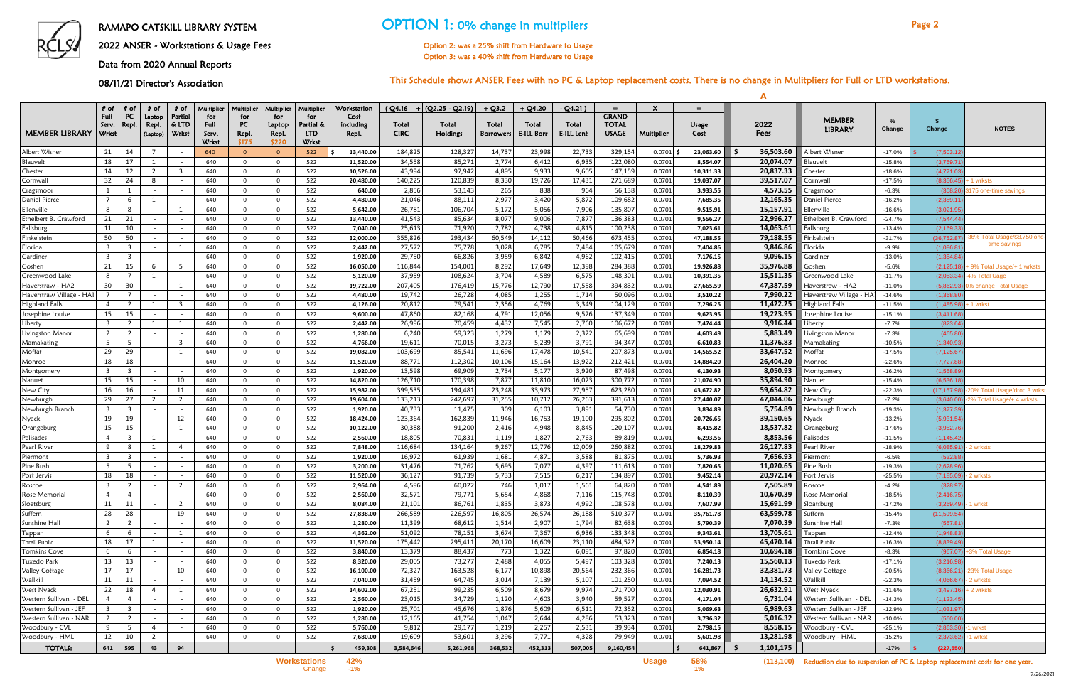# RAMAPO CATSKILL LIBRARY SYSTEM

## 2022 ANSER - Workstations & Usage Fees

### Data from 2020 Annual Reports

### 08/11/21 Director's Association

## OPTION 1: 0% change in multipliers

Option 2: was a 25% shift from Hardware to Usage
Option 3: was a 40% shift from Hardware to Usage

This Schedule shows ANSER Fees with no PC & Laptop replacement costs. There is no change in Mulitpliers for Full or LTD workstations.

| MEMBER LIBRARY | # of Full Serv. Wrkst | # of PC Repl. | # of Laptop Repl. (Laptop) | # of Partial & LTD Wrkst | Multiplier for Full Serv. Wrkst | Multiplier for PC Repl. $175 | Multiplier for Laptop Repl. $220 | Multiplier for Partial & LTD Wrkst | Workstation Cost including Repl. | (Q4.16 + Total CIRC | (Q2.25 - Q2.19) Total Holdings | + Q3.2 Total Borrowers | + Q4.20 Total E-ILL Borr | - Q4.21) Total E-ILL Lent | = GRAND TOTAL USAGE | X Multiplier | = Usage Cost | A 2022 Fees | MEMBER LIBRARY | % Change | $ Change | NOTES |
|---|---|---|---|---|---|---|---|---|---|---|---|---|---|---|---|---|---|---|---|---|---|---|
| Albert Wisner | 21 | 14 | 7 | - | 640 | 0 | 0 | 522 | $ 13,440.00 | 184,825 | 128,327 | 14,737 | 23,998 | 22,733 | 329,154 | 0.0701 | $ 23,063.60 | $ 36,503.60 | Albert Wisner | -17.0% | $ (7,503.12) | |
| Blauvelt | 18 | 17 | 1 | - | 640 | 0 | 0 | 522 | 11,520.00 | 34,558 | 85,271 | 2,774 | 6,412 | 6,935 | 122,080 | 0.0701 | 8,554.07 | 20,074.07 | Blauvelt | -15.8% | (3,759.71) | |
| Chester | 14 | 12 | 2 | 3 | 640 | 0 | 0 | 522 | 10,526.00 | 43,994 | 97,942 | 4,895 | 9,933 | 9,605 | 147,159 | 0.0701 | 10,311.33 | 20,837.33 | Chester | -18.6% | (4,771.03) | |
| Cornwall | 32 | 24 | 8 | - | 640 | 0 | 0 | 522 | 20,480.00 | 140,225 | 120,839 | 8,330 | 19,726 | 17,431 | 271,689 | 0.0701 | 19,037.07 | 39,517.07 | Cornwall | -17.5% | (8,356.45) | + 1 wrksts |
| Cragsmoor | 1 | 1 | - | - | 640 | 0 | 0 | 522 | 640.00 | 2,856 | 53,143 | 265 | 838 | 964 | 56,138 | 0.0701 | 3,933.55 | 4,573.55 | Cragsmoor | -6.3% | (308.20) | $175 one-time savings |
| Daniel Pierce | 7 | 6 | 1 | - | 640 | 0 | 0 | 522 | 4,480.00 | 21,046 | 88,111 | 2,977 | 3,420 | 5,872 | 109,682 | 0.0701 | 7,685.35 | 12,165.35 | Daniel Pierce | -16.2% | (2,359.11) | |
| Ellenville | 8 | 8 | - | 1 | 640 | 0 | 0 | 522 | 5,642.00 | 26,781 | 106,704 | 5,172 | 5,056 | 7,906 | 135,807 | 0.0701 | 9,515.91 | 15,157.91 | Ellenville | -16.6% | (3,021.95) | |
| Ethelbert B. Crawford | 21 | 21 | - | - | 640 | 0 | 0 | 522 | 13,440.00 | 41,543 | 85,634 | 8,077 | 9,006 | 7,877 | 136,383 | 0.0701 | 9,556.27 | 22,996.27 | Ethelbert B. Crawford | -24.7% | (7,544.44) | |
| Fallsburg | 11 | 10 | - | - | 640 | 0 | 0 | 522 | 7,040.00 | 25,613 | 71,920 | 2,782 | 4,738 | 4,815 | 100,238 | 0.0701 | 7,023.61 | 14,063.61 | Fallsburg | -13.4% | (2,169.33) | |
| Finkelstein | 50 | 50 | - | - | 640 | 0 | 0 | 522 | 32,000.00 | 355,826 | 293,434 | 60,549 | 14,112 | 50,466 | 673,455 | 0.0701 | 47,188.55 | 79,188.55 | Finkelstein | -31.7% | (36,752.87) | -36% Total Usage/$8,750 one-time savings |
| Florida | 3 | 3 | - | 1 | 640 | 0 | 0 | 522 | 2,442.00 | 27,572 | 75,778 | 3,028 | 6,785 | 7,484 | 105,679 | 0.0701 | 7,404.86 | 9,846.86 | Florida | -9.9% | (1,086.81) | |
| Gardiner | 3 | 3 | - | - | 640 | 0 | 0 | 522 | 1,920.00 | 29,750 | 66,826 | 3,959 | 6,842 | 4,962 | 102,415 | 0.0701 | 7,176.15 | 9,096.15 | Gardiner | -13.0% | (1,354.84) | |
| Goshen | 21 | 15 | 6 | 5 | 640 | 0 | 0 | 522 | 16,050.00 | 116,844 | 154,001 | 8,292 | 17,649 | 12,398 | 284,388 | 0.0701 | 19,926.88 | 35,976.88 | Goshen | -5.6% | (2,125.18) | + 9% Total Usage/+ 1 wrksts |
| Greenwood Lake | 8 | 7 | 1 | - | 640 | 0 | 0 | 522 | 5,120.00 | 37,959 | 108,624 | 3,704 | 4,589 | 6,575 | 148,301 | 0.0701 | 10,391.35 | 15,511.35 | Greenwood Lake | -11.7% | (2,053.34) | -4% Total Uage |
| Haverstraw - HA2 | 30 | 30 | - | 1 | 640 | 0 | 0 | 522 | 19,722.00 | 207,405 | 176,419 | 15,776 | 12,790 | 17,558 | 394,832 | 0.0701 | 27,665.59 | 47,387.59 | Haverstraw - HA2 | -11.0% | (5,862.93) | 0% change Total Usage |
| Haverstraw Village - HA1 | 7 | 7 | - | - | 640 | 0 | 0 | 522 | 4,480.00 | 19,742 | 26,728 | 4,085 | 1,255 | 1,714 | 50,096 | 0.0701 | 3,510.22 | 7,990.22 | Haverstraw Village - HA1 | -14.6% | (1,368.80) | |
| Highland Falls | 4 | 2 | 1 | 3 | 640 | 0 | 0 | 522 | 4,126.00 | 20,812 | 79,541 | 2,356 | 4,769 | 3,349 | 104,129 | 0.0701 | 7,296.25 | 11,422.25 | Highland Falls | -11.5% | (1,485.98) | + 1 wrkst |
| Josephine Louise | 15 | 15 | - | - | 640 | 0 | 0 | 522 | 9,600.00 | 47,860 | 82,168 | 4,791 | 12,056 | 9,526 | 137,349 | 0.0701 | 9,623.95 | 19,223.95 | Josephine Louise | -15.1% | (3,411.68) | |
| Liberty | 3 | 2 | 1 | 1 | 640 | 0 | 0 | 522 | 2,442.00 | 26,996 | 70,459 | 4,432 | 7,545 | 2,760 | 106,672 | 0.0701 | 7,474.44 | 9,916.44 | Liberty | -7.7% | (823.64) | |
| Livingston Manor | 2 | 2 | - | - | 640 | 0 | 0 | 522 | 1,280.00 | 6,240 | 59,323 | 1,279 | 1,179 | 2,322 | 65,699 | 0.0701 | 4,603.49 | 5,883.49 | Livingston Manor | -7.3% | (465.80) | |
| Mamakating | 5 | 5 | - | 3 | 640 | 0 | 0 | 522 | 4,766.00 | 19,611 | 70,015 | 3,273 | 5,239 | 3,791 | 94,347 | 0.0701 | 6,610.83 | 11,376.83 | Mamakating | -10.5% | (1,340.93) | |
| Moffat | 29 | 29 | - | 1 | 640 | 0 | 0 | 522 | 19,082.00 | 103,699 | 85,541 | 11,696 | 17,478 | 10,541 | 207,873 | 0.0701 | 14,565.52 | 33,647.52 | Moffat | -17.5% | (7,125.67) | |
| Monroe | 18 | 18 | - | - | 640 | 0 | 0 | 522 | 11,520.00 | 88,771 | 112,302 | 10,106 | 15,164 | 13,922 | 212,421 | 0.0701 | 14,884.20 | 26,404.20 | Monroe | -22.6% | (7,727.88) | |
| Montgomery | 3 | 3 | - | - | 640 | 0 | 0 | 522 | 1,920.00 | 13,598 | 69,909 | 2,734 | 5,177 | 3,920 | 87,498 | 0.0701 | 6,130.93 | 8,050.93 | Montgomery | -16.2% | (1,558.89) | |
| Nanuet | 15 | 15 | - | 10 | 640 | 0 | 0 | 522 | 14,820.00 | 126,710 | 170,398 | 7,877 | 11,810 | 16,023 | 300,772 | 0.0701 | 21,074.90 | 35,894.90 | Nanuet | -15.4% | (6,536.18) | |
| New City | 16 | 16 | - | 11 | 640 | 0 | 0 | 522 | 15,982.00 | 399,535 | 194,481 | 23,248 | 33,973 | 27,957 | 623,280 | 0.0701 | 43,672.82 | 59,654.82 | New City | -22.3% | (17,167.98) | -20% Total Usage/drop 3 wrkst |
| Newburgh | 29 | 27 | 2 | 2 | 640 | 0 | 0 | 522 | 19,604.00 | 133,213 | 242,697 | 31,255 | 10,712 | 26,263 | 391,613 | 0.0701 | 27,440.07 | 47,044.06 | Newburgh | -7.2% | (3,640.00) | -2% Total Usage/+ 4 wrksts |
| Newburgh Branch | 3 | 3 | - | - | 640 | 0 | 0 | 522 | 1,920.00 | 40,733 | 11,475 | 309 | 6,103 | 3,891 | 54,730 | 0.0701 | 3,834.89 | 5,754.89 | Newburgh Branch | -19.3% | (1,377.39) | |
| Nyack | 19 | 19 | - | 12 | 640 | 0 | 0 | 522 | 18,424.00 | 123,364 | 162,839 | 11,946 | 16,753 | 19,100 | 295,802 | 0.0701 | 20,726.65 | 39,150.65 | Nyack | -13.2% | (5,931.54) | |
| Orangeburg | 15 | 15 | - | 1 | 640 | 0 | 0 | 522 | 10,122.00 | 30,388 | 91,200 | 2,416 | 4,948 | 8,845 | 120,107 | 0.0701 | 8,415.82 | 18,537.82 | Orangeburg | -17.6% | (3,952.76) | |
| Palisades | 4 | 3 | 1 | - | 640 | 0 | 0 | 522 | 2,560.00 | 18,805 | 70,831 | 1,119 | 1,827 | 2,763 | 89,819 | 0.0701 | 6,293.56 | 8,853.56 | Palisades | -11.5% | (1,145.42) | |
| Pearl River | 9 | 8 | 1 | 4 | 640 | 0 | 0 | 522 | 7,848.00 | 116,684 | 134,164 | 9,267 | 12,776 | 12,009 | 260,882 | 0.0701 | 18,279.83 | 26,127.83 | Pearl River | -18.9% | (6,085.91) | - 2 wrksts |
| Piermont | 3 | 3 | - | - | 640 | 0 | 0 | 522 | 1,920.00 | 16,972 | 61,939 | 1,681 | 4,871 | 3,588 | 81,875 | 0.0701 | 5,736.93 | 7,656.93 | Piermont | -6.5% | (532.88) | |
| Pine Bush | 5 | 5 | - | - | 640 | 0 | 0 | 522 | 3,200.00 | 31,476 | 71,762 | 5,695 | 7,077 | 4,397 | 111,613 | 0.0701 | 7,820.65 | 11,020.65 | Pine Bush | -19.3% | (2,628.96) | |
| Port Jervis | 18 | 18 | - | - | 640 | 0 | 0 | 522 | 11,520.00 | 36,127 | 91,739 | 5,733 | 7,515 | 6,217 | 134,897 | 0.0701 | 9,452.14 | 20,972.14 | Port Jervis | -25.5% | (7,185.09) | - 2 wrksts |
| Roscoe | 3 | 2 | - | 2 | 640 | 0 | 0 | 522 | 2,964.00 | 4,596 | 60,022 | 746 | 1,017 | 1,561 | 64,820 | 0.0701 | 4,541.89 | 7,505.89 | Roscoe | -4.2% | (328.97) | |
| Rose Memorial | 4 | 4 | - | - | 640 | 0 | 0 | 522 | 2,560.00 | 32,571 | 79,771 | 5,654 | 4,868 | 7,116 | 115,748 | 0.0701 | 8,110.39 | 10,670.39 | Rose Memorial | -18.5% | (2,416.75) | |
| Sloatsburg | 11 | 11 | - | 2 | 640 | 0 | 0 | 522 | 8,084.00 | 21,101 | 86,761 | 1,835 | 3,873 | 4,992 | 108,578 | 0.0701 | 7,607.99 | 15,691.99 | Sloatsburg | -17.2% | (3,269.49) | - 1 wrkst |
| Suffern | 28 | 28 | - | 19 | 640 | 0 | 0 | 522 | 27,838.00 | 266,589 | 226,597 | 16,805 | 26,574 | 26,188 | 510,377 | 0.0701 | 35,761.78 | 63,599.78 | Suffern | -15.4% | (11,599.54) | |
| Sunshine Hall | 2 | 2 | - | - | 640 | 0 | 0 | 522 | 1,280.00 | 11,399 | 68,612 | 1,514 | 2,907 | 1,794 | 82,638 | 0.0701 | 5,790.39 | 7,070.39 | Sunshine Hall | -7.3% | (557.81) | |
| Tappan | 6 | 6 | - | 1 | 640 | 0 | 0 | 522 | 4,362.00 | 51,092 | 78,151 | 3,674 | 7,367 | 6,936 | 133,348 | 0.0701 | 9,343.61 | 13,705.61 | Tappan | -12.4% | (1,948.83) | |
| Thrall Public | 18 | 17 | 1 | - | 640 | 0 | 0 | 522 | 11,520.00 | 175,442 | 295,411 | 20,170 | 16,609 | 23,110 | 484,522 | 0.0701 | 33,950.14 | 45,470.14 | Thrall Public | -16.3% | (8,839.49) | |
| Tomkins Cove | 6 | 6 | - | - | 640 | 0 | 0 | 522 | 3,840.00 | 13,379 | 88,437 | 773 | 1,322 | 6,091 | 97,820 | 0.0701 | 6,854.18 | 10,694.18 | Tomkins Cove | -8.3% | (967.07) | +3% Total Usage |
| Tuxedo Park | 13 | 13 | - | - | 640 | 0 | 0 | 522 | 8,320.00 | 29,005 | 73,277 | 2,488 | 4,055 | 5,497 | 103,328 | 0.0701 | 7,240.13 | 15,560.13 | Tuxedo Park | -17.1% | (3,216.98) | |
| Valley Cottage | 17 | 17 | - | 10 | 640 | 0 | 0 | 522 | 16,100.00 | 72,327 | 163,528 | 6,177 | 10,898 | 20,564 | 232,366 | 0.0701 | 16,281.73 | 32,381.73 | Valley Cottage | -20.5% | (8,366.21) | -23% Total Usage |
| Wallkill | 11 | 11 | - | - | 640 | 0 | 0 | 522 | 7,040.00 | 31,459 | 64,745 | 3,014 | 7,139 | 5,107 | 101,250 | 0.0701 | 7,094.52 | 14,134.52 | Wallkill | -22.3% | (4,066.67) | - 2 wrksts |
| West Nyack | 22 | 18 | 4 | 1 | 640 | 0 | 0 | 522 | 14,602.00 | 67,251 | 99,235 | 6,509 | 8,679 | 9,974 | 171,700 | 0.0701 | 12,030.91 | 26,632.91 | West Nyack | -11.6% | (3,497.16) | + 2 wrksts |
| Western Sullivan - DEL | 4 | 4 | - | - | 640 | 0 | 0 | 522 | 2,560.00 | 23,015 | 34,729 | 1,120 | 4,603 | 3,940 | 59,527 | 0.0701 | 4,171.04 | 6,731.04 | Western Sullivan - DEL | -14.3% | (1,123.45) | |
| Western Sullivan - JEF | 3 | 3 | - | - | 640 | 0 | 0 | 522 | 1,920.00 | 25,701 | 45,676 | 1,876 | 5,609 | 6,511 | 72,352 | 0.0701 | 5,069.63 | 6,989.63 | Western Sullivan - JEF | -12.9% | (1,031.97) | |
| Western Sullivan - NAR | 2 | 2 | - | - | 640 | 0 | 0 | 522 | 1,280.00 | 12,165 | 41,754 | 1,047 | 2,644 | 4,286 | 53,323 | 0.0701 | 3,736.32 | 5,016.32 | Western Sullivan - NAR | -10.0% | (560.00) | |
| Woodbury - CVL | 9 | 5 | 4 | - | 640 | 0 | 0 | 522 | 5,760.00 | 9,812 | 29,177 | 1,219 | 2,257 | 2,531 | 39,934 | 0.0701 | 2,798.15 | 8,558.15 | Woodbury - CVL | -25.1% | (2,863.30) | -1 wrkst |
| Woodbury - HML | 12 | 10 | 2 | - | 640 | 0 | 0 | 522 | 7,680.00 | 19,609 | 53,601 | 3,296 | 7,771 | 4,328 | 79,949 | 0.0701 | 5,601.98 | 13,281.98 | Woodbury - HML | -15.2% | (2,373.62) | +1 wrkst |
| TOTALS: | 641 | 595 | 43 | 94 | | | | | $ 459,308 | 3,584,646 | 5,261,968 | 368,532 | 452,313 | 507,005 | 9,160,454 | | $ 641,867 | $ 1,101,175 | | -17% | $ (227,550) | |
| | | | | | | | | Workstations Change | 42% -1% | | | | | | | Usage | 58% 1% | (113,100) | Reduction due to suspension of PC & Laptop replacement costs for one year. | | | |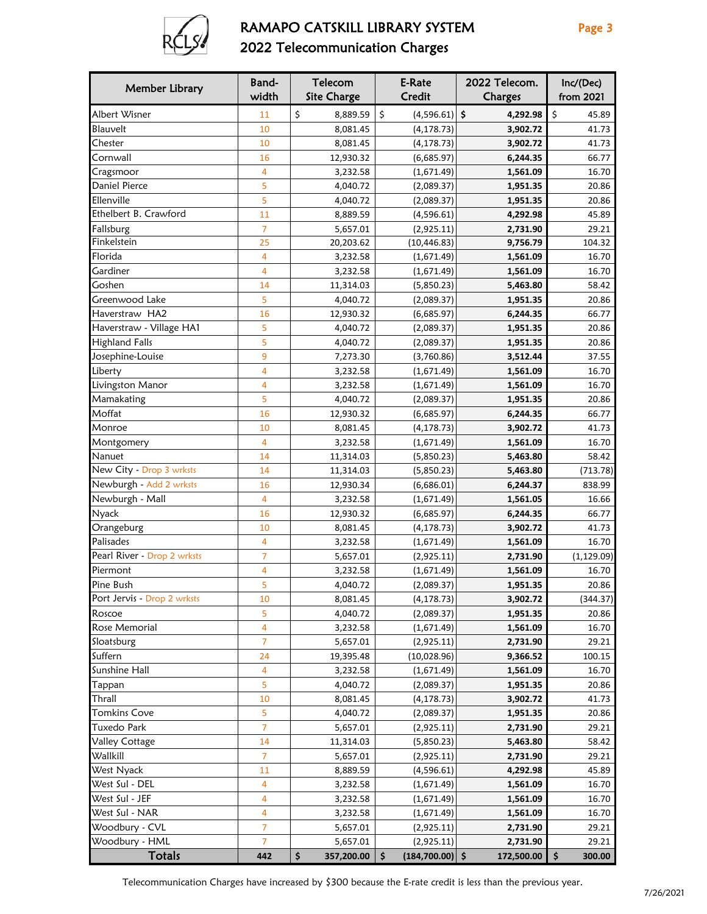# RAMAPO CATSKILL LIBRARY SYSTEM

## 2022 Telecommunication Charges

| Member Library | Band-width | Telecom Site Charge | E-Rate Credit | 2022 Telecom. Charges | Inc/(Dec) from 2021 |
|---|---|---|---|---|---|
| Albert Wisner | 11 | $ 8,889.59 | $ (4,596.61) | **$ 4,292.98** | $ 45.89 |
| Blauvelt | 10 | 8,081.45 | (4,178.73) | **3,902.72** | 41.73 |
| Chester | 10 | 8,081.45 | (4,178.73) | **3,902.72** | 41.73 |
| Cornwall | 16 | 12,930.32 | (6,685.97) | **6,244.35** | 66.77 |
| Cragsmoor | 4 | 3,232.58 | (1,671.49) | **1,561.09** | 16.70 |
| Daniel Pierce | 5 | 4,040.72 | (2,089.37) | **1,951.35** | 20.86 |
| Ellenville | 5 | 4,040.72 | (2,089.37) | **1,951.35** | 20.86 |
| Ethelbert B. Crawford | 11 | 8,889.59 | (4,596.61) | **4,292.98** | 45.89 |
| Fallsburg | 7 | 5,657.01 | (2,925.11) | **2,731.90** | 29.21 |
| Finkelstein | 25 | 20,203.62 | (10,446.83) | **9,756.79** | 104.32 |
| Florida | 4 | 3,232.58 | (1,671.49) | **1,561.09** | 16.70 |
| Gardiner | 4 | 3,232.58 | (1,671.49) | **1,561.09** | 16.70 |
| Goshen | 14 | 11,314.03 | (5,850.23) | **5,463.80** | 58.42 |
| Greenwood Lake | 5 | 4,040.72 | (2,089.37) | **1,951.35** | 20.86 |
| Haverstraw HA2 | 16 | 12,930.32 | (6,685.97) | **6,244.35** | 66.77 |
| Haverstraw - Village HA1 | 5 | 4,040.72 | (2,089.37) | **1,951.35** | 20.86 |
| Highland Falls | 5 | 4,040.72 | (2,089.37) | **1,951.35** | 20.86 |
| Josephine-Louise | 9 | 7,273.30 | (3,760.86) | **3,512.44** | 37.55 |
| Liberty | 4 | 3,232.58 | (1,671.49) | **1,561.09** | 16.70 |
| Livingston Manor | 4 | 3,232.58 | (1,671.49) | **1,561.09** | 16.70 |
| Mamakating | 5 | 4,040.72 | (2,089.37) | **1,951.35** | 20.86 |
| Moffat | 16 | 12,930.32 | (6,685.97) | **6,244.35** | 66.77 |
| Monroe | 10 | 8,081.45 | (4,178.73) | **3,902.72** | 41.73 |
| Montgomery | 4 | 3,232.58 | (1,671.49) | **1,561.09** | 16.70 |
| Nanuet | 14 | 11,314.03 | (5,850.23) | **5,463.80** | 58.42 |
| New City - Drop 3 wrksts | 14 | 11,314.03 | (5,850.23) | **5,463.80** | (713.78) |
| Newburgh - Add 2 wrksts | 16 | 12,930.34 | (6,686.01) | **6,244.37** | 838.99 |
| Newburgh - Mall | 4 | 3,232.58 | (1,671.49) | **1,561.05** | 16.66 |
| Nyack | 16 | 12,930.32 | (6,685.97) | **6,244.35** | 66.77 |
| Orangeburg | 10 | 8,081.45 | (4,178.73) | **3,902.72** | 41.73 |
| Palisades | 4 | 3,232.58 | (1,671.49) | **1,561.09** | 16.70 |
| Pearl River - Drop 2 wrksts | 7 | 5,657.01 | (2,925.11) | **2,731.90** | (1,129.09) |
| Piermont | 4 | 3,232.58 | (1,671.49) | **1,561.09** | 16.70 |
| Pine Bush | 5 | 4,040.72 | (2,089.37) | **1,951.35** | 20.86 |
| Port Jervis - Drop 2 wrksts | 10 | 8,081.45 | (4,178.73) | **3,902.72** | (344.37) |
| Roscoe | 5 | 4,040.72 | (2,089.37) | **1,951.35** | 20.86 |
| Rose Memorial | 4 | 3,232.58 | (1,671.49) | **1,561.09** | 16.70 |
| Sloatsburg | 7 | 5,657.01 | (2,925.11) | **2,731.90** | 29.21 |
| Suffern | 24 | 19,395.48 | (10,028.96) | **9,366.52** | 100.15 |
| Sunshine Hall | 4 | 3,232.58 | (1,671.49) | **1,561.09** | 16.70 |
| Tappan | 5 | 4,040.72 | (2,089.37) | **1,951.35** | 20.86 |
| Thrall | 10 | 8,081.45 | (4,178.73) | **3,902.72** | 41.73 |
| Tomkins Cove | 5 | 4,040.72 | (2,089.37) | **1,951.35** | 20.86 |
| Tuxedo Park | 7 | 5,657.01 | (2,925.11) | **2,731.90** | 29.21 |
| Valley Cottage | 14 | 11,314.03 | (5,850.23) | **5,463.80** | 58.42 |
| Wallkill | 7 | 5,657.01 | (2,925.11) | **2,731.90** | 29.21 |
| West Nyack | 11 | 8,889.59 | (4,596.61) | **4,292.98** | 45.89 |
| West Sul - DEL | 4 | 3,232.58 | (1,671.49) | **1,561.09** | 16.70 |
| West Sul - JEF | 4 | 3,232.58 | (1,671.49) | **1,561.09** | 16.70 |
| West Sul - NAR | 4 | 3,232.58 | (1,671.49) | **1,561.09** | 16.70 |
| Woodbury - CVL | 7 | 5,657.01 | (2,925.11) | **2,731.90** | 29.21 |
| Woodbury - HML | 7 | 5,657.01 | (2,925.11) | **2,731.90** | 29.21 |
| **Totals** | **442** | **$ 357,200.00** | **$ (184,700.00)** | **$ 172,500.00** | **$ 300.00** |

Telecommunication Charges have increased by $300 because the E-rate credit is less than the previous year.

7/26/2021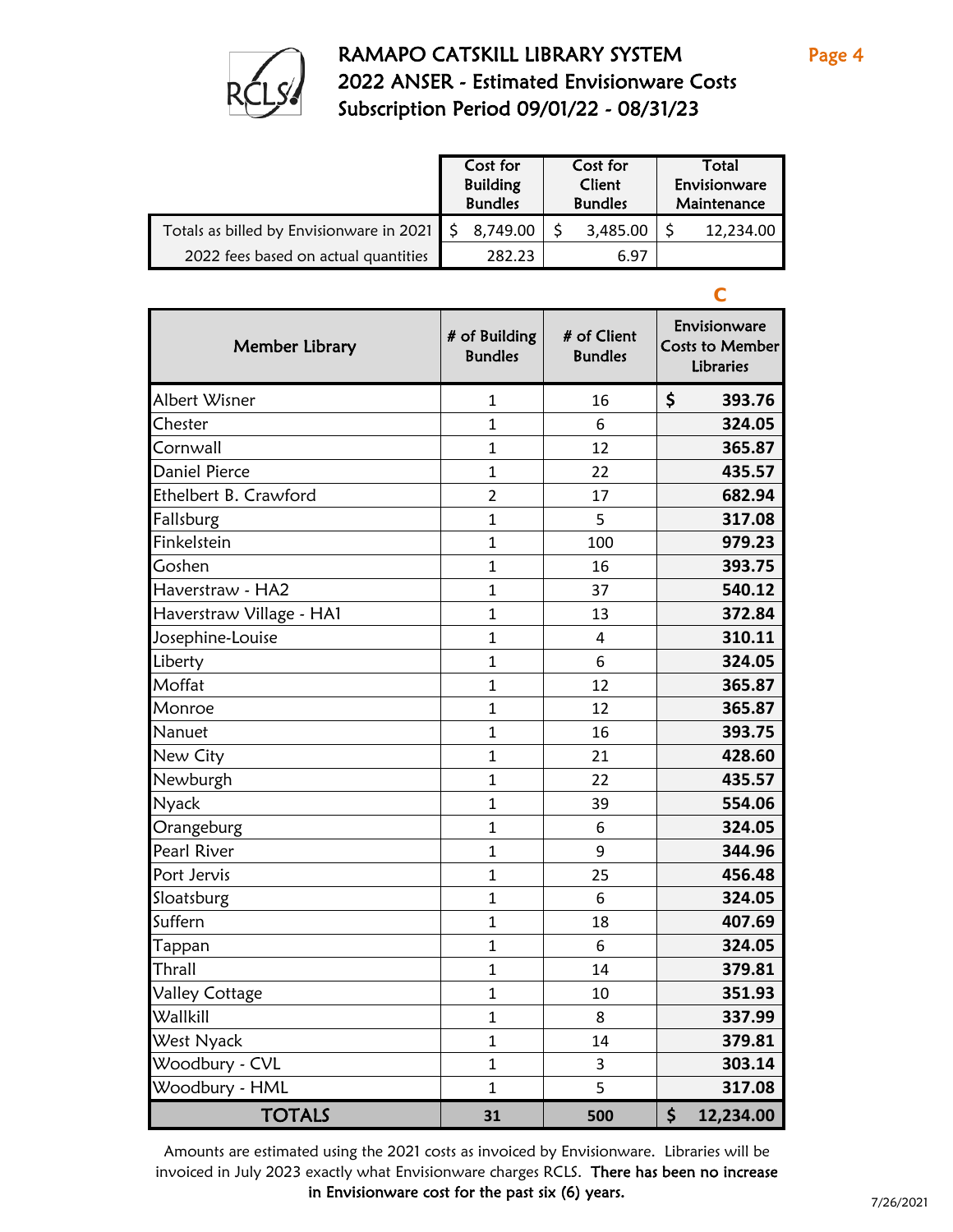# RAMAPO CATSKILL LIBRARY SYSTEM
## 2022 ANSER - Estimated Envisionware Costs
## Subscription Period 09/01/22 - 08/31/23

| | Cost for Building Bundles | Cost for Client Bundles | Total Envisionware Maintenance |
|---|---|---|---|
| Totals as billed by Envisionware in 2021 | $ 8,749.00 | $ 3,485.00 | $ 12,234.00 |
| 2022 fees based on actual quantities | 282.23 | 6.97 | |

| Member Library | # of Building Bundles | # of Client Bundles | C<br>Envisionware Costs to Member Libraries |
|---|---|---|---|
| Albert Wisner | 1 | 16 | **$ 393.76** |
| Chester | 1 | 6 | **324.05** |
| Cornwall | 1 | 12 | **365.87** |
| Daniel Pierce | 1 | 22 | **435.57** |
| Ethelbert B. Crawford | 2 | 17 | **682.94** |
| Fallsburg | 1 | 5 | **317.08** |
| Finkelstein | 1 | 100 | **979.23** |
| Goshen | 1 | 16 | **393.75** |
| Haverstraw - HA2 | 1 | 37 | **540.12** |
| Haverstraw Village - HA1 | 1 | 13 | **372.84** |
| Josephine-Louise | 1 | 4 | **310.11** |
| Liberty | 1 | 6 | **324.05** |
| Moffat | 1 | 12 | **365.87** |
| Monroe | 1 | 12 | **365.87** |
| Nanuet | 1 | 16 | **393.75** |
| New City | 1 | 21 | **428.60** |
| Newburgh | 1 | 22 | **435.57** |
| Nyack | 1 | 39 | **554.06** |
| Orangeburg | 1 | 6 | **324.05** |
| Pearl River | 1 | 9 | **344.96** |
| Port Jervis | 1 | 25 | **456.48** |
| Sloatsburg | 1 | 6 | **324.05** |
| Suffern | 1 | 18 | **407.69** |
| Tappan | 1 | 6 | **324.05** |
| Thrall | 1 | 14 | **379.81** |
| Valley Cottage | 1 | 10 | **351.93** |
| Wallkill | 1 | 8 | **337.99** |
| West Nyack | 1 | 14 | **379.81** |
| Woodbury - CVL | 1 | 3 | **303.14** |
| Woodbury - HML | 1 | 5 | **317.08** |
| **TOTALS** | **31** | **500** | **$ 12,234.00** |

Amounts are estimated using the 2021 costs as invoiced by Envisionware. Libraries will be invoiced in July 2023 exactly what Envisionware charges RCLS. **There has been no increase in Envisionware cost for the past six (6) years.**

7/26/2021